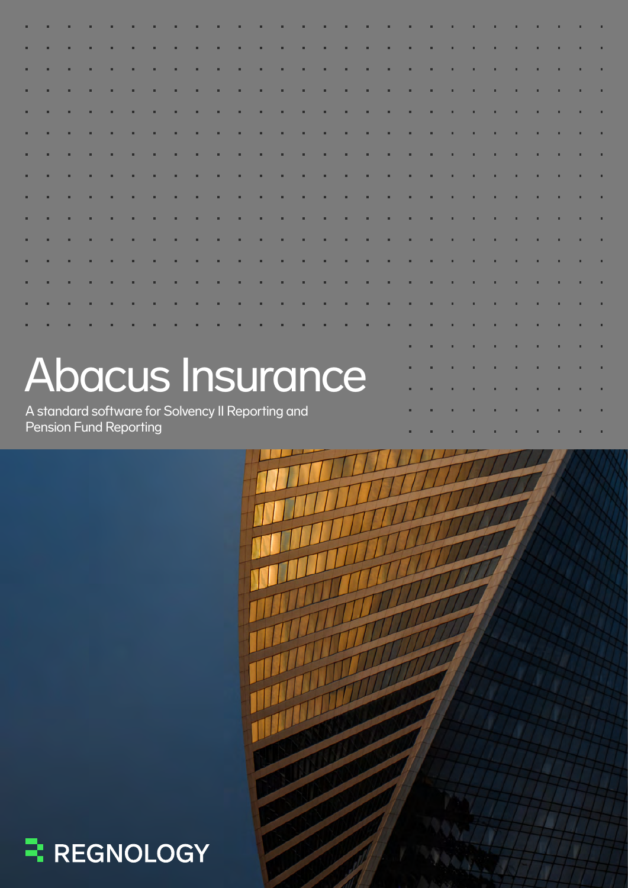# Abacus Insurance

A standard software for Solvency II Reporting and Pension Fund Reporting

REGNOLOGY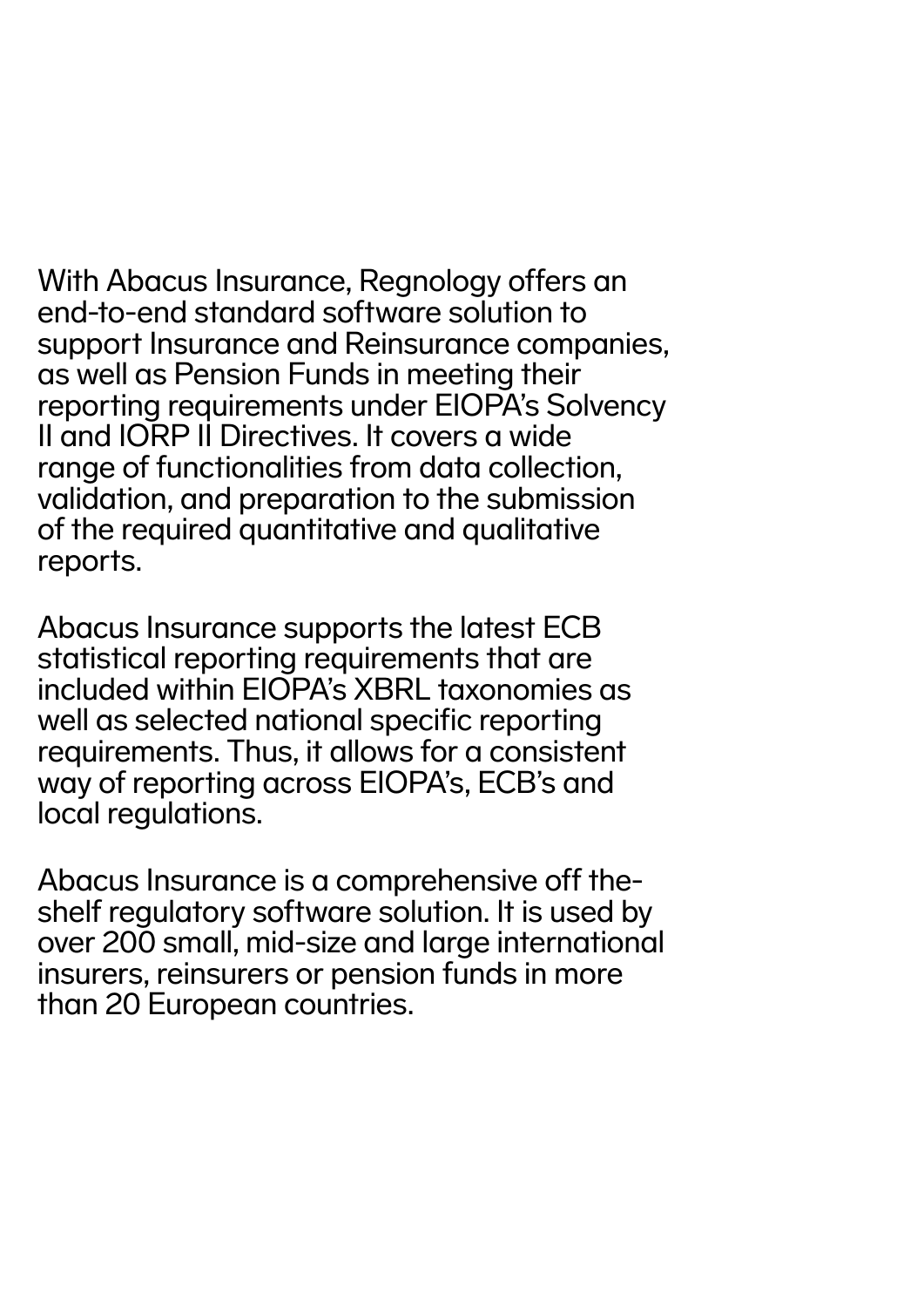With Abacus Insurance, Regnology offers an end-to-end standard software solution to support Insurance and Reinsurance companies, as well as Pension Funds in meeting their reporting requirements under EIOPA's Solvency II and IORP II Directives. It covers a wide range of functionalities from data collection, validation, and preparation to the submission of the required quantitative and qualitative reports.

Abacus Insurance supports the latest ECB statistical reporting requirements that are included within EIOPA's XBRL taxonomies as well as selected national specific reporting requirements. Thus, it allows for a consistent way of reporting across EIOPA's, ECB's and local regulations.

Abacus Insurance is a comprehensive off the-shelf regulatory software solution. It is used by over 200 small, mid-size and large international insurers, reinsurers or pension funds in more than 20 European countries.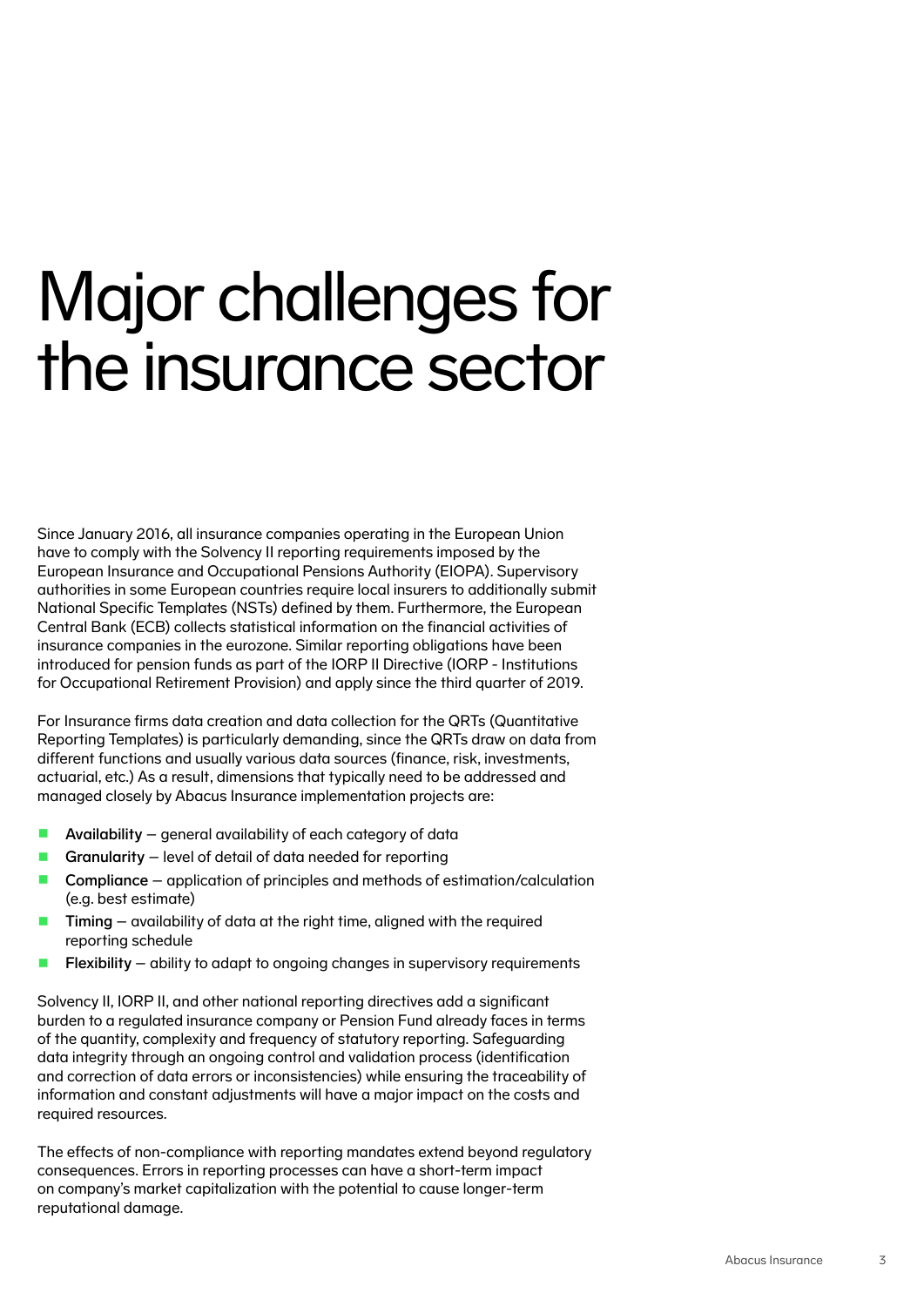# Major challenges for the insurance sector

Since January 2016, all insurance companies operating in the European Union have to comply with the Solvency II reporting requirements imposed by the European Insurance and Occupational Pensions Authority (EIOPA). Supervisory authorities in some European countries require local insurers to additionally submit National Specific Templates (NSTs) defined by them. Furthermore, the European Central Bank (ECB) collects statistical information on the financial activities of insurance companies in the eurozone. Similar reporting obligations have been introduced for pension funds as part of the IORP II Directive (IORP - Institutions for Occupational Retirement Provision) and apply since the third quarter of 2019.

For Insurance firms data creation and data collection for the QRTs (Quantitative Reporting Templates) is particularly demanding, since the QRTs draw on data from different functions and usually various data sources (finance, risk, investments, actuarial, etc.) As a result, dimensions that typically need to be addressed and managed closely by Abacus Insurance implementation projects are:

- **Availability** – general availability of each category of data
- **Granularity** – level of detail of data needed for reporting
- **Compliance** – application of principles and methods of estimation/calculation (e.g. best estimate)
- **Timing** – availability of data at the right time, aligned with the required reporting schedule
- **Flexibility** – ability to adapt to ongoing changes in supervisory requirements

Solvency II, IORP II, and other national reporting directives add a significant burden to a regulated insurance company or Pension Fund already faces in terms of the quantity, complexity and frequency of statutory reporting. Safeguarding data integrity through an ongoing control and validation process (identification and correction of data errors or inconsistencies) while ensuring the traceability of information and constant adjustments will have a major impact on the costs and required resources.

The effects of non-compliance with reporting mandates extend beyond regulatory consequences. Errors in reporting processes can have a short-term impact on company's market capitalization with the potential to cause longer-term reputational damage.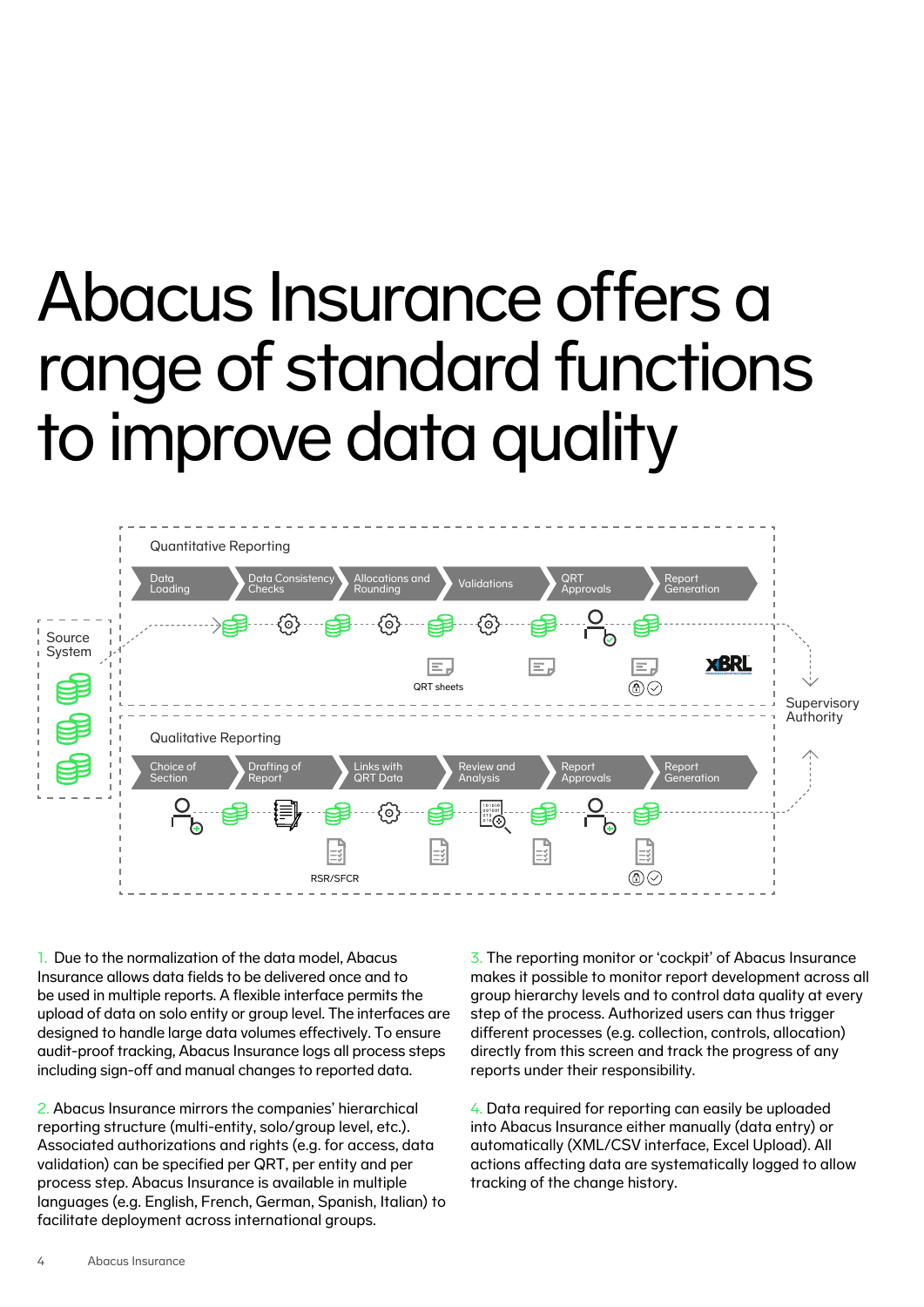# Abacus Insurance offers a range of standard functions to improve data quality

Quantitative Reporting

Data Loading → Data Consistency Checks → Allocations and Rounding → Validations → QRT Approvals → Report Generation

Source System

QRT sheets

XBRL

Supervisory Authority

Qualitative Reporting

Choice of Section → Drafting of Report → Links with QRT Data → Review and Analysis → Report Approvals → Report Generation

RSR/SFCR

1. Due to the normalization of the data model, Abacus Insurance allows data fields to be delivered once and to be used in multiple reports. A flexible interface permits the upload of data on solo entity or group level. The interfaces are designed to handle large data volumes effectively. To ensure audit-proof tracking, Abacus Insurance logs all process steps including sign-off and manual changes to reported data.

2. Abacus Insurance mirrors the companies' hierarchical reporting structure (multi-entity, solo/group level, etc.). Associated authorizations and rights (e.g. for access, data validation) can be specified per QRT, per entity and per process step. Abacus Insurance is available in multiple languages (e.g. English, French, German, Spanish, Italian) to facilitate deployment across international groups.

3. The reporting monitor or 'cockpit' of Abacus Insurance makes it possible to monitor report development across all group hierarchy levels and to control data quality at every step of the process. Authorized users can thus trigger different processes (e.g. collection, controls, allocation) directly from this screen and track the progress of any reports under their responsibility.

4. Data required for reporting can easily be uploaded into Abacus Insurance either manually (data entry) or automatically (XML/CSV interface, Excel Upload). All actions affecting data are systematically logged to allow tracking of the change history.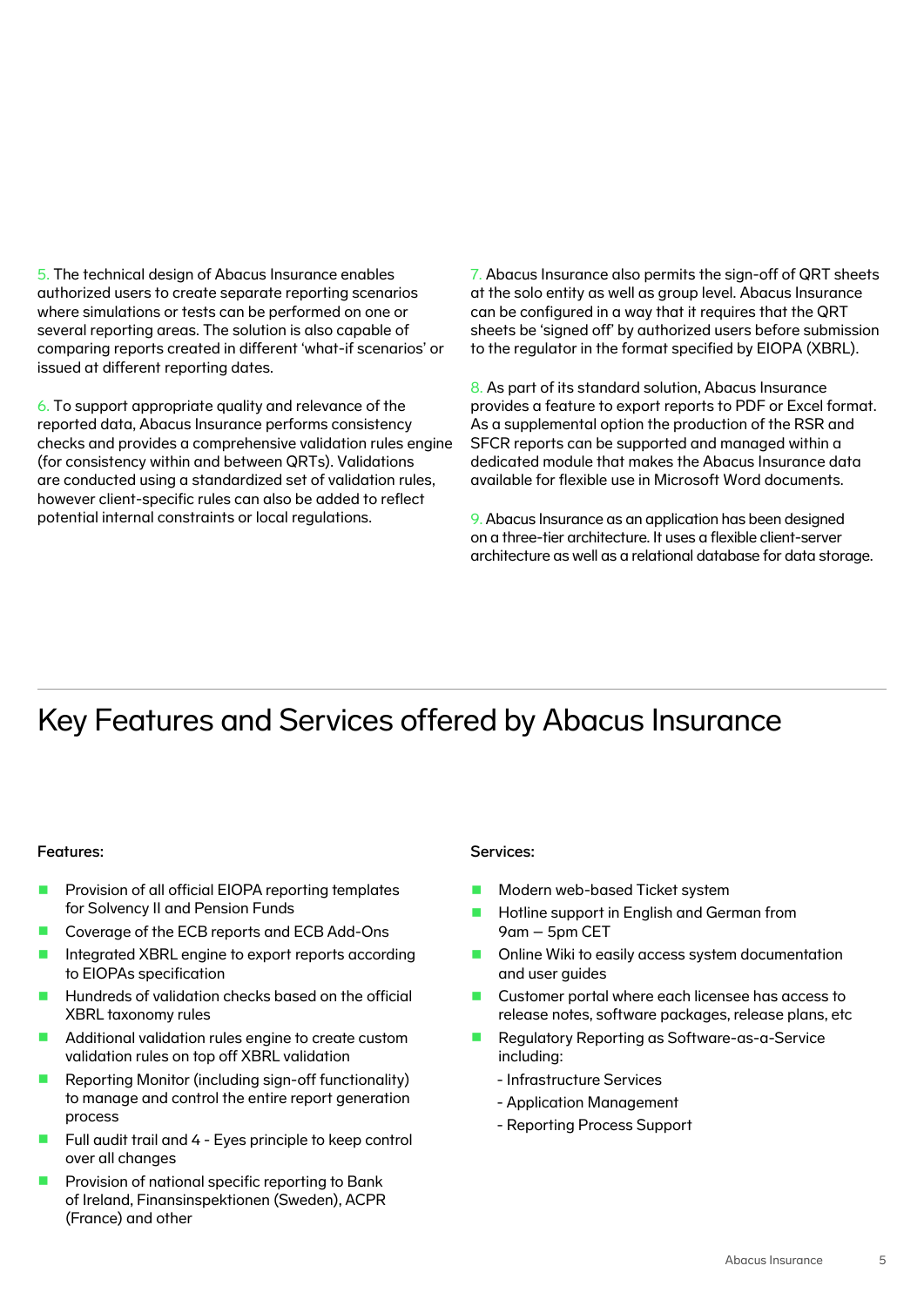5. The technical design of Abacus Insurance enables authorized users to create separate reporting scenarios where simulations or tests can be performed on one or several reporting areas. The solution is also capable of comparing reports created in different 'what-if scenarios' or issued at different reporting dates.

6. To support appropriate quality and relevance of the reported data, Abacus Insurance performs consistency checks and provides a comprehensive validation rules engine (for consistency within and between QRTs). Validations are conducted using a standardized set of validation rules, however client-specific rules can also be added to reflect potential internal constraints or local regulations.

7. Abacus Insurance also permits the sign-off of QRT sheets at the solo entity as well as group level. Abacus Insurance can be configured in a way that it requires that the QRT sheets be 'signed off' by authorized users before submission to the regulator in the format specified by EIOPA (XBRL).

8. As part of its standard solution, Abacus Insurance provides a feature to export reports to PDF or Excel format. As a supplemental option the production of the RSR and SFCR reports can be supported and managed within a dedicated module that makes the Abacus Insurance data available for flexible use in Microsoft Word documents.

9. Abacus Insurance as an application has been designed on a three-tier architecture. It uses a flexible client-server architecture as well as a relational database for data storage.

# Key Features and Services offered by Abacus Insurance

**Features:**

- Provision of all official EIOPA reporting templates for Solvency II and Pension Funds
- Coverage of the ECB reports and ECB Add-Ons
- Integrated XBRL engine to export reports according to EIOPAs specification
- Hundreds of validation checks based on the official XBRL taxonomy rules
- Additional validation rules engine to create custom validation rules on top off XBRL validation
- Reporting Monitor (including sign-off functionality) to manage and control the entire report generation process
- Full audit trail and 4 - Eyes principle to keep control over all changes
- Provision of national specific reporting to Bank of Ireland, Finansinspektionen (Sweden), ACPR (France) and other

**Services:**

- Modern web-based Ticket system
- Hotline support in English and German from 9am – 5pm CET
- Online Wiki to easily access system documentation and user guides
- Customer portal where each licensee has access to release notes, software packages, release plans, etc
- Regulatory Reporting as Software-as-a-Service including:
  - Infrastructure Services
  - Application Management
  - Reporting Process Support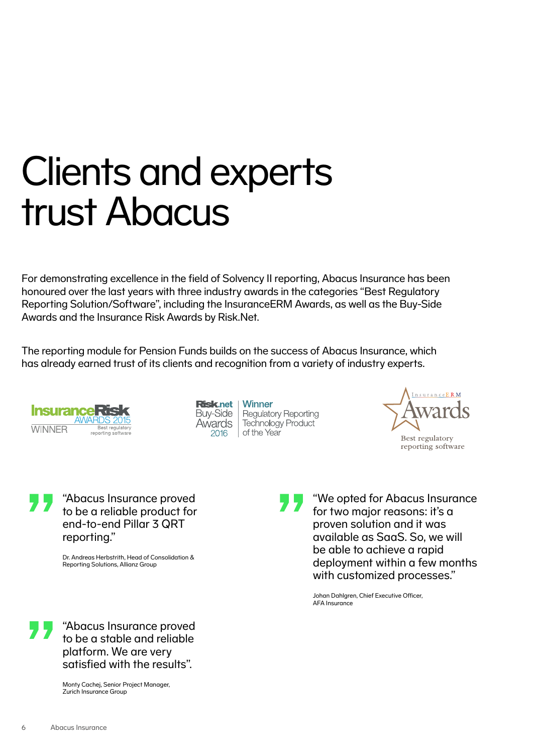# Clients and experts trust Abacus

For demonstrating excellence in the field of Solvency II reporting, Abacus Insurance has been honoured over the last years with three industry awards in the categories "Best Regulatory Reporting Solution/Software", including the InsuranceERM Awards, as well as the Buy-Side Awards and the Insurance Risk Awards by Risk.Net.

The reporting module for Pension Funds builds on the success of Abacus Insurance, which has already earned trust of its clients and recognition from a variety of industry experts.

InsuranceRisk AWARDS 2015 WINNER Best regulatory reporting software

Risk.net Buy-Side Awards 2016 | Winner Regulatory Reporting Technology Product of the Year

InsuranceERM Awards Best regulatory reporting software

> "Abacus Insurance proved to be a reliable product for end-to-end Pillar 3 QRT reporting."
>
> Dr. Andreas Herbstrith, Head of Consolidation & Reporting Solutions, Allianz Group

> "Abacus Insurance proved to be a stable and reliable platform. We are very satisfied with the results".
>
> Monty Cachej, Senior Project Manager, Zurich Insurance Group

> "We opted for Abacus Insurance for two major reasons: it's a proven solution and it was available as SaaS. So, we will be able to achieve a rapid deployment within a few months with customized processes."
>
> Johan Dahlgren, Chief Executive Officer, AFA Insurance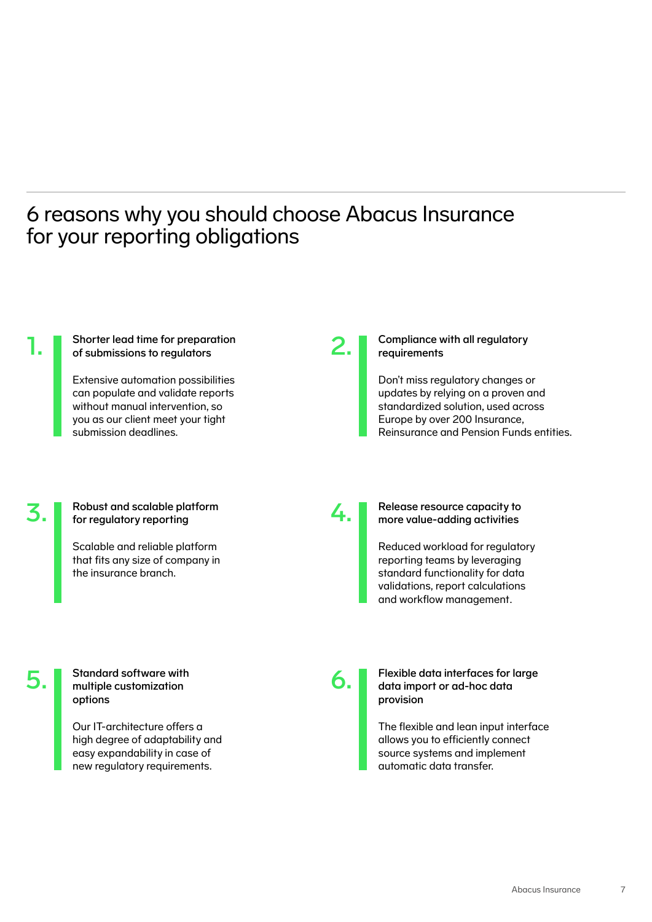# 6 reasons why you should choose Abacus Insurance for your reporting obligations

1. **Shorter lead time for preparation of submissions to regulators**

   Extensive automation possibilities can populate and validate reports without manual intervention, so you as our client meet your tight submission deadlines.

2. **Compliance with all regulatory requirements**

   Don't miss regulatory changes or updates by relying on a proven and standardized solution, used across Europe by over 200 Insurance, Reinsurance and Pension Funds entities.

3. **Robust and scalable platform for regulatory reporting**

   Scalable and reliable platform that fits any size of company in the insurance branch.

4. **Release resource capacity to more value-adding activities**

   Reduced workload for regulatory reporting teams by leveraging standard functionality for data validations, report calculations and workflow management.

5. **Standard software with multiple customization options**

   Our IT-architecture offers a high degree of adaptability and easy expandability in case of new regulatory requirements.

6. **Flexible data interfaces for large data import or ad-hoc data provision**

   The flexible and lean input interface allows you to efficiently connect source systems and implement automatic data transfer.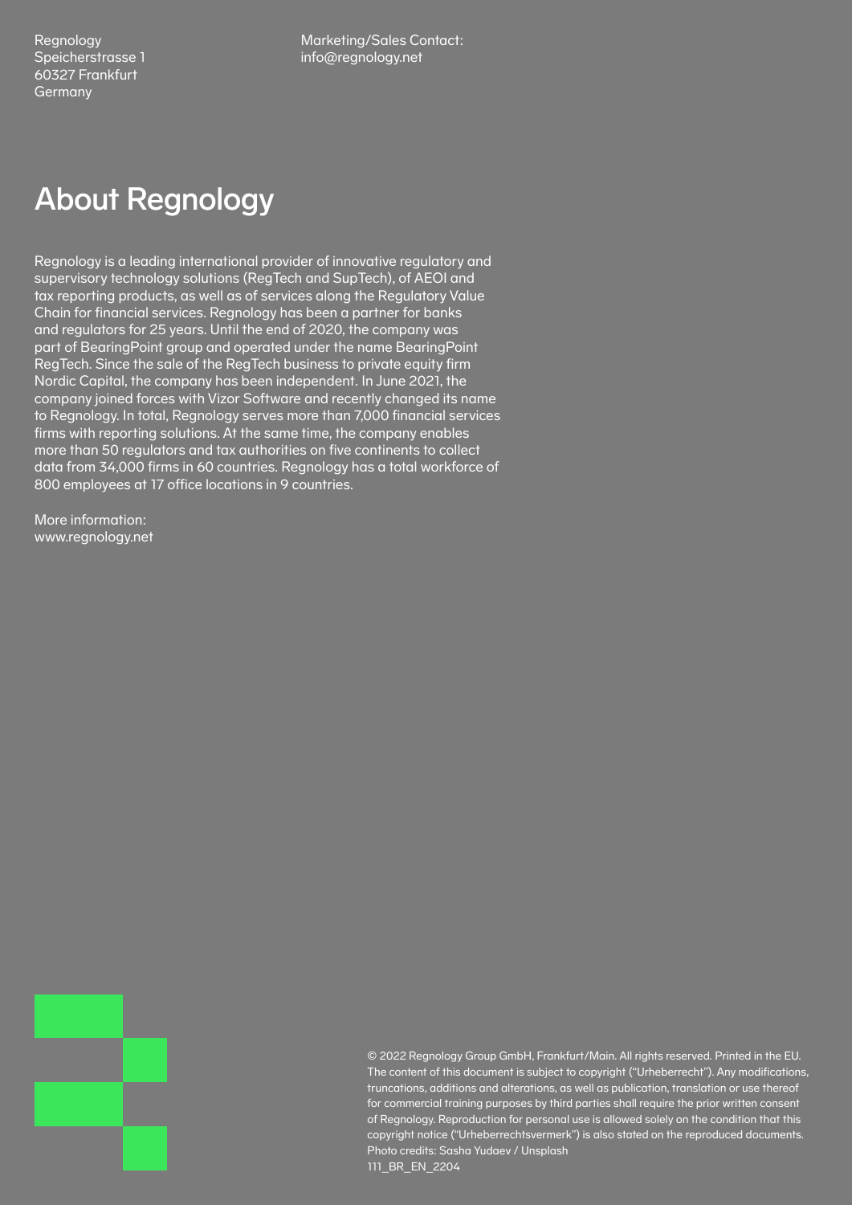Regnology
Speicherstrasse 1
60327 Frankfurt
Germany

Marketing/Sales Contact:
info@regnology.net

# About Regnology

Regnology is a leading international provider of innovative regulatory and supervisory technology solutions (RegTech and SupTech), of AEOI and tax reporting products, as well as of services along the Regulatory Value Chain for financial services. Regnology has been a partner for banks and regulators for 25 years. Until the end of 2020, the company was part of BearingPoint group and operated under the name BearingPoint RegTech. Since the sale of the RegTech business to private equity firm Nordic Capital, the company has been independent. In June 2021, the company joined forces with Vizor Software and recently changed its name to Regnology. In total, Regnology serves more than 7,000 financial services firms with reporting solutions. At the same time, the company enables more than 50 regulators and tax authorities on five continents to collect data from 34,000 firms in 60 countries. Regnology has a total workforce of 800 employees at 17 office locations in 9 countries.

More information:
www.regnology.net

© 2022 Regnology Group GmbH, Frankfurt/Main. All rights reserved. Printed in the EU. The content of this document is subject to copyright ("Urheberrecht"). Any modifications, truncations, additions and alterations, as well as publication, translation or use thereof for commercial training purposes by third parties shall require the prior written consent of Regnology. Reproduction for personal use is allowed solely on the condition that this copyright notice ("Urheberrechtsvermerk") is also stated on the reproduced documents.
Photo credits: Sasha Yudaev / Unsplash
111_BR_EN_2204